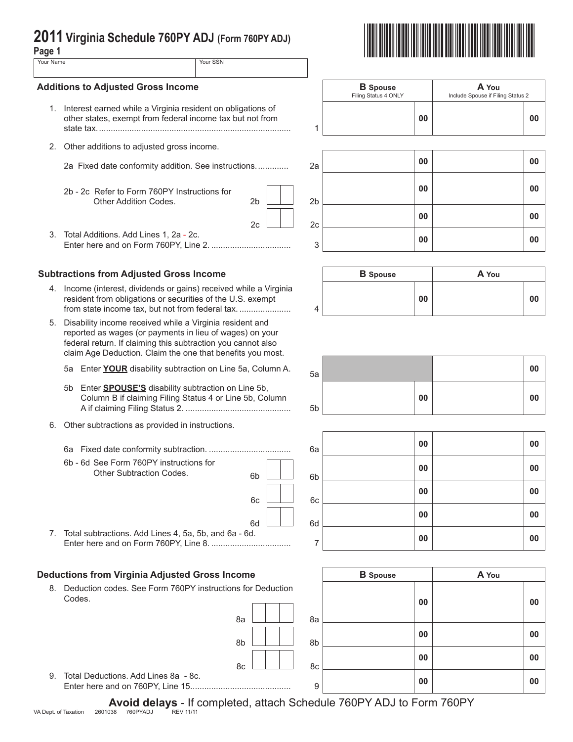# 2011 Virginia Schedule 760PY ADJ (Form 760PY ADJ)

Page 1

| Your Name | Your SSN |
|---|---|
| | |

## Additions to Adjusted Gross Income

| Line | Description | | B Spouse (Filing Status 4 ONLY) | A You (Include Spouse if Filing Status 2) |
|---|---|---|---|---|
| 1 | Interest earned while a Virginia resident on obligations of other states, exempt from federal income tax but not from state tax. | 1 | 00 | 00 |
| 2 | Other additions to adjusted gross income. | | | |
| 2a | Fixed date conformity addition. See instructions. | 2a | 00 | 00 |
| 2b - 2c | Refer to Form 760PY Instructions for Other Addition Codes. 2b | 2b | 00 | 00 |
| | 2c | 2c | 00 | 00 |
| 3 | Total Additions. Add Lines 1, 2a - 2c. Enter here and on Form 760PY, Line 2. | 3 | 00 | 00 |

## Subtractions from Adjusted Gross Income

| Line | Description | | B Spouse | A You |
|---|---|---|---|---|
| 4 | Income (interest, dividends or gains) received while a Virginia resident from obligations or securities of the U.S. exempt from state income tax, but not from federal tax. | 4 | 00 | 00 |
| 5 | Disability income received while a Virginia resident and reported as wages (or payments in lieu of wages) on your federal return. If claiming this subtraction you cannot also claim Age Deduction. Claim the one that benefits you most. | | | |
| 5a | Enter **YOUR** disability subtraction on Line 5a, Column A. | 5a | | 00 |
| 5b | Enter **SPOUSE'S** disability subtraction on Line 5b, Column B if claiming Filing Status 4 or Line 5b, Column A if claiming Filing Status 2. | 5b | 00 | 00 |
| 6 | Other subtractions as provided in instructions. | | | |
| 6a | Fixed date conformity subtraction. | 6a | 00 | 00 |
| 6b - 6d | See Form 760PY instructions for Other Subtraction Codes. 6b | 6b | 00 | 00 |
| | 6c | 6c | 00 | 00 |
| | 6d | 6d | 00 | 00 |
| 7 | Total subtractions. Add Lines 4, 5a, 5b, and 6a - 6d. Enter here and on Form 760PY, Line 8. | 7 | 00 | 00 |

## Deductions from Virginia Adjusted Gross Income

| Line | Description | | B Spouse | A You |
|---|---|---|---|---|
| 8 | Deduction codes. See Form 760PY instructions for Deduction Codes. 8a | 8a | 00 | 00 |
| | 8b | 8b | 00 | 00 |
| | 8c | 8c | 00 | 00 |
| 9 | Total Deductions. Add Lines 8a - 8c. Enter here and on 760PY, Line 15. | 9 | 00 | 00 |

**Avoid delays** - If completed, attach Schedule 760PY ADJ to Form 760PY

VA Dept. of Taxation 2601038 760PYADJ REV 11/11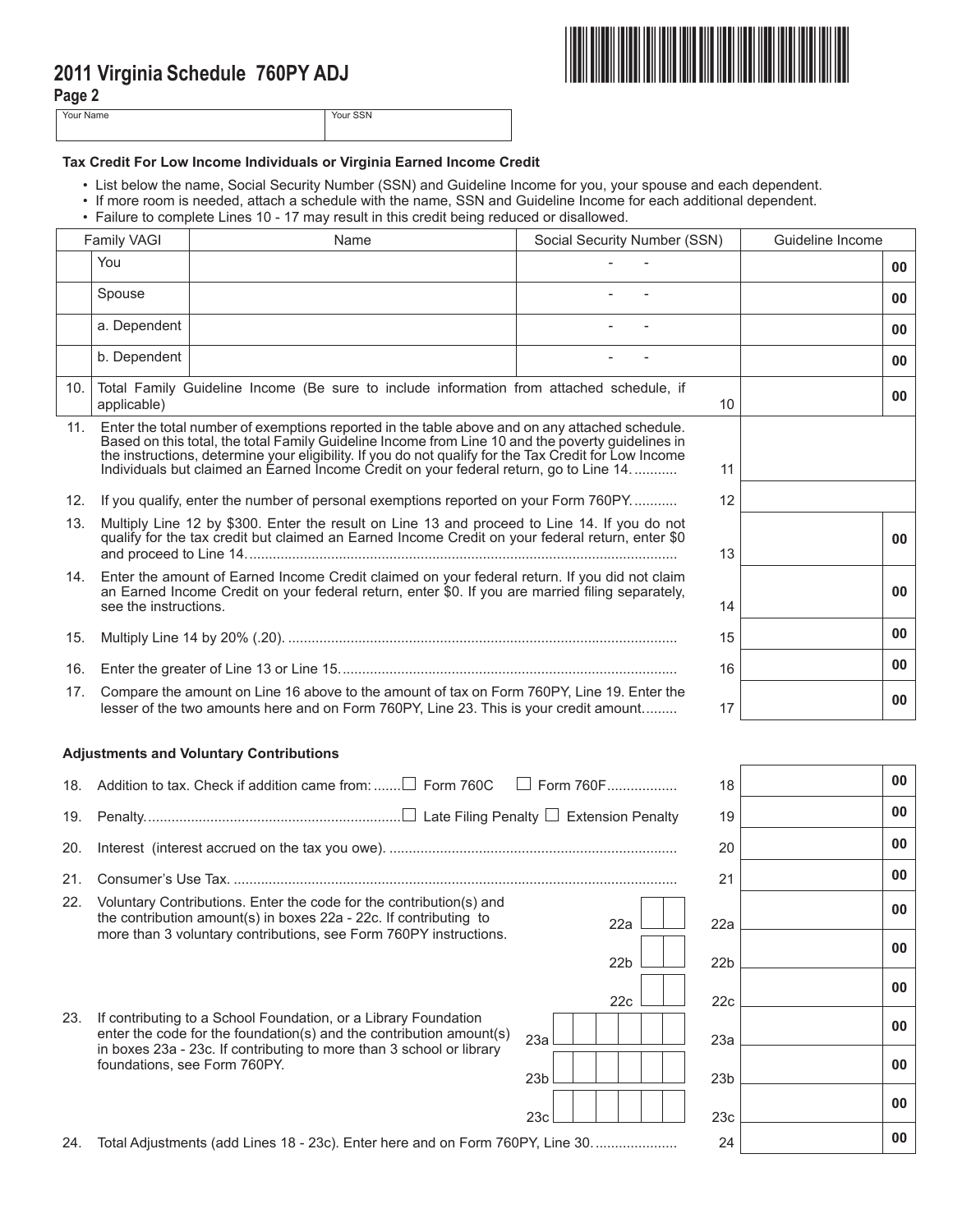# 2011 Virginia Schedule 760PY ADJ

**Page 2**

| Your Name | Your SSN |
|---|---|
| | |

### Tax Credit For Low Income Individuals or Virginia Earned Income Credit

- List below the name, Social Security Number (SSN) and Guideline Income for you, your spouse and each dependent.
- If more room is needed, attach a schedule with the name, SSN and Guideline Income for each additional dependent.
- Failure to complete Lines 10 - 17 may result in this credit being reduced or disallowed.

| Family VAGI | | Name | Social Security Number (SSN) | Guideline Income |
|---|---|---|---|---|
| | You | | - - | 00 |
| | Spouse | | - - | 00 |
| | a. Dependent | | - - | 00 |
| | b. Dependent | | - - | 00 |
| 10. | Total Family Guideline Income (Be sure to include information from attached schedule, if applicable) | | 10 | 00 |
| 11. | Enter the total number of exemptions reported in the table above and on any attached schedule. Based on this total, the total Family Guideline Income from Line 10 and the poverty guidelines in the instructions, determine your eligibility. If you do not qualify for the Tax Credit for Low Income Individuals but claimed an Earned Income Credit on your federal return, go to Line 14. | | 11 | |
| 12. | If you qualify, enter the number of personal exemptions reported on your Form 760PY. | | 12 | |
| 13. | Multiply Line 12 by $300. Enter the result on Line 13 and proceed to Line 14. If you do not qualify for the tax credit but claimed an Earned Income Credit on your federal return, enter $0 and proceed to Line 14. | | 13 | 00 |
| 14. | Enter the amount of Earned Income Credit claimed on your federal return. If you did not claim an Earned Income Credit on your federal return, enter $0. If you are married filing separately, see the instructions. | | 14 | 00 |
| 15. | Multiply Line 14 by 20% (.20). | | 15 | 00 |
| 16. | Enter the greater of Line 13 or Line 15. | | 16 | 00 |
| 17. | Compare the amount on Line 16 above to the amount of tax on Form 760PY, Line 19. Enter the lesser of the two amounts here and on Form 760PY, Line 23. This is your credit amount. | | 17 | 00 |

### Adjustments and Voluntary Contributions

| | | | | |
|---|---|---|---|---|
| 18. | Addition to tax. Check if addition came from: ☐ Form 760C ☐ Form 760F | | 18 | 00 |
| 19. | Penalty. ☐ Late Filing Penalty ☐ Extension Penalty | | 19 | 00 |
| 20. | Interest (interest accrued on the tax you owe). | | 20 | 00 |
| 21. | Consumer's Use Tax. | | 21 | 00 |
| 22. | Voluntary Contributions. Enter the code for the contribution(s) and the contribution amount(s) in boxes 22a - 22c. If contributing to more than 3 voluntary contributions, see Form 760PY instructions. | 22a | 22a | 00 |
| | | 22b | 22b | 00 |
| | | 22c | 22c | 00 |
| 23. | If contributing to a School Foundation, or a Library Foundation enter the code for the foundation(s) and the contribution amount(s) in boxes 23a - 23c. If contributing to more than 3 school or library foundations, see Form 760PY. | 23a | 23a | 00 |
| | | 23b | 23b | 00 |
| | | 23c | 23c | 00 |
| 24. | Total Adjustments (add Lines 18 - 23c). Enter here and on Form 760PY, Line 30. | | 24 | 00 |